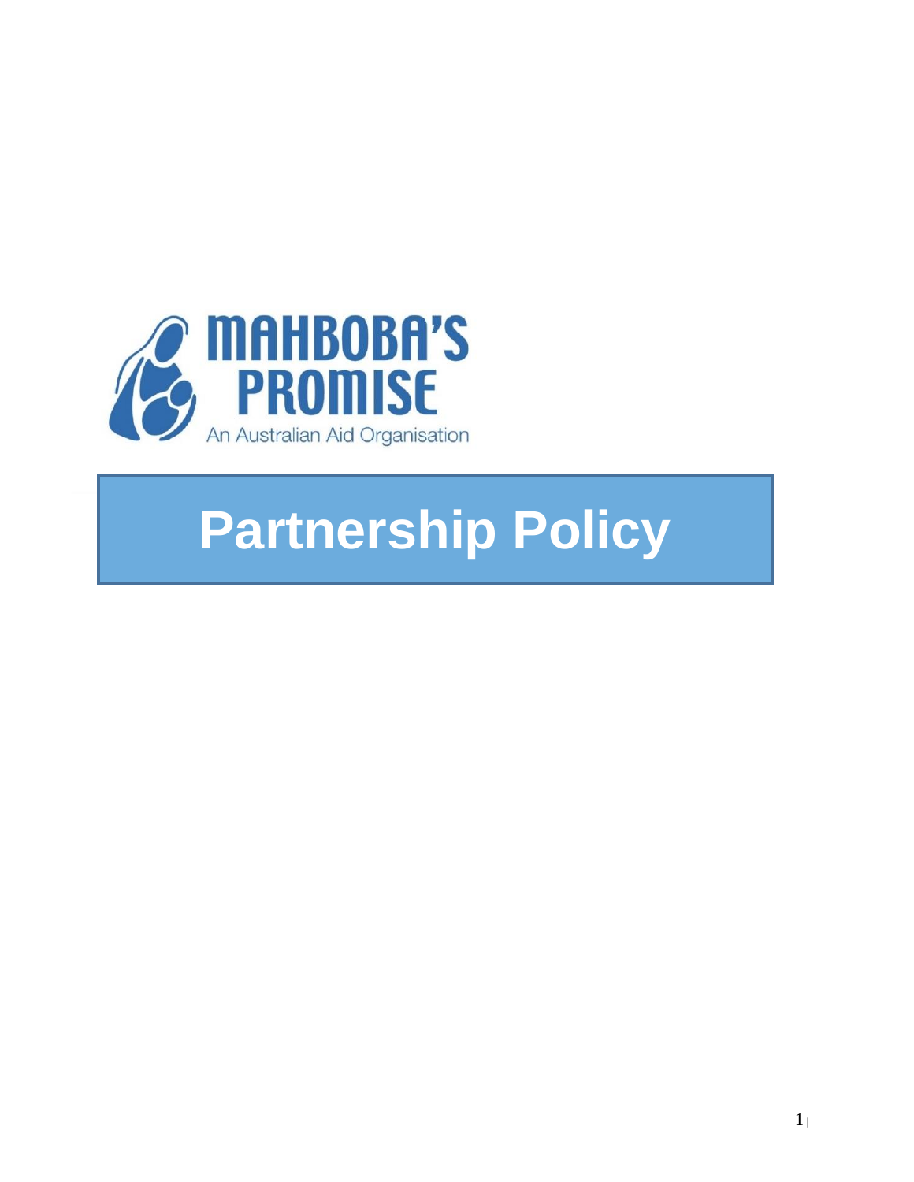MAHBOBA'S PROMISE

An Australian Aid Organisation

# Partnership Policy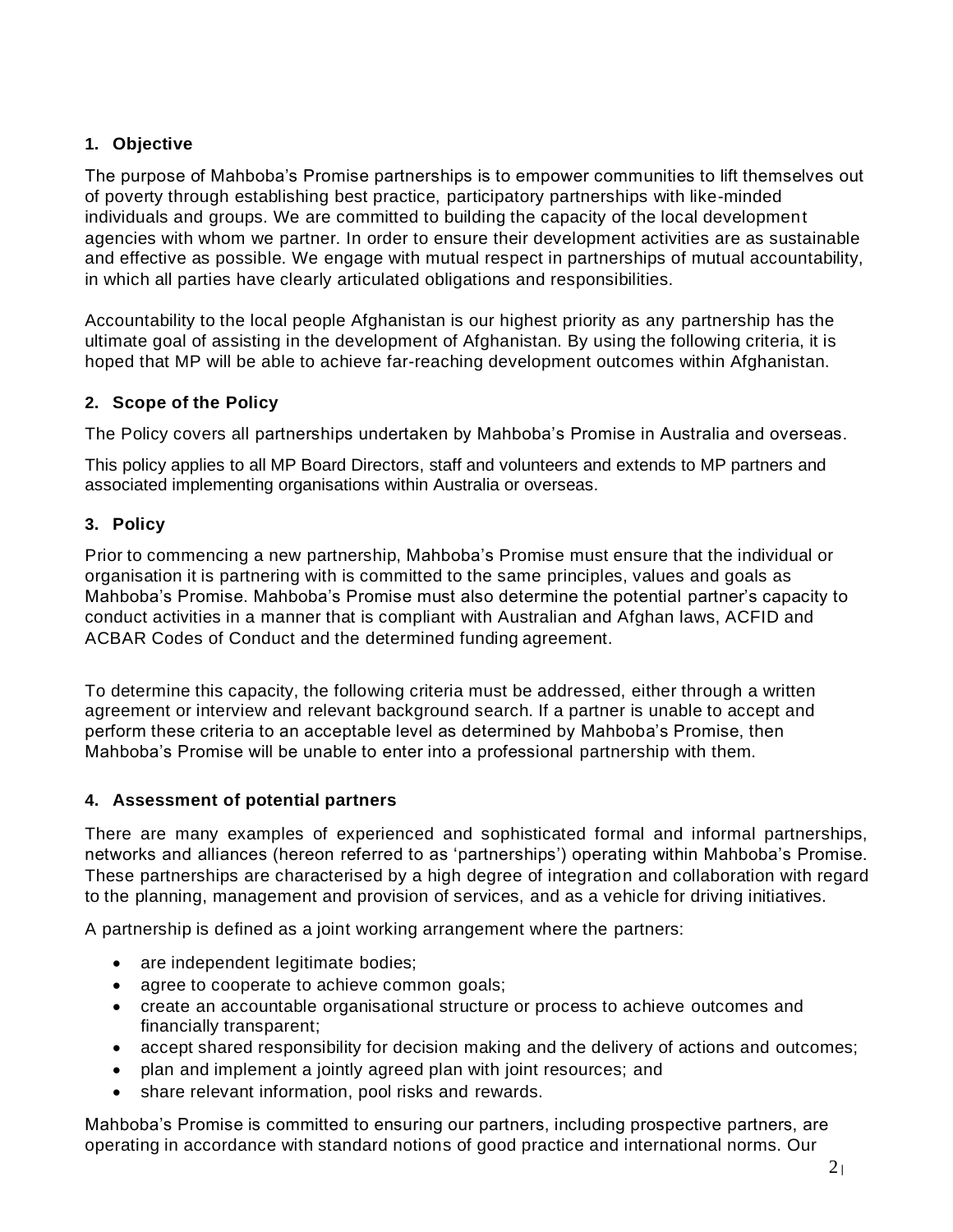## 1. Objective

The purpose of Mahboba's Promise partnerships is to empower communities to lift themselves out of poverty through establishing best practice, participatory partnerships with like-minded individuals and groups. We are committed to building the capacity of the local development agencies with whom we partner. In order to ensure their development activities are as sustainable and effective as possible. We engage with mutual respect in partnerships of mutual accountability, in which all parties have clearly articulated obligations and responsibilities.

Accountability to the local people Afghanistan is our highest priority as any partnership has the ultimate goal of assisting in the development of Afghanistan. By using the following criteria, it is hoped that MP will be able to achieve far-reaching development outcomes within Afghanistan.

## 2. Scope of the Policy

The Policy covers all partnerships undertaken by Mahboba's Promise in Australia and overseas.

This policy applies to all MP Board Directors, staff and volunteers and extends to MP partners and associated implementing organisations within Australia or overseas.

## 3. Policy

Prior to commencing a new partnership, Mahboba's Promise must ensure that the individual or organisation it is partnering with is committed to the same principles, values and goals as Mahboba's Promise. Mahboba's Promise must also determine the potential partner's capacity to conduct activities in a manner that is compliant with Australian and Afghan laws, ACFID and ACBAR Codes of Conduct and the determined funding agreement.

To determine this capacity, the following criteria must be addressed, either through a written agreement or interview and relevant background search. If a partner is unable to accept and perform these criteria to an acceptable level as determined by Mahboba's Promise, then Mahboba's Promise will be unable to enter into a professional partnership with them.

## 4. Assessment of potential partners

There are many examples of experienced and sophisticated formal and informal partnerships, networks and alliances (hereon referred to as 'partnerships') operating within Mahboba's Promise. These partnerships are characterised by a high degree of integration and collaboration with regard to the planning, management and provision of services, and as a vehicle for driving initiatives.

A partnership is defined as a joint working arrangement where the partners:

- are independent legitimate bodies;
- agree to cooperate to achieve common goals;
- create an accountable organisational structure or process to achieve outcomes and financially transparent;
- accept shared responsibility for decision making and the delivery of actions and outcomes;
- plan and implement a jointly agreed plan with joint resources; and
- share relevant information, pool risks and rewards.

Mahboba's Promise is committed to ensuring our partners, including prospective partners, are operating in accordance with standard notions of good practice and international norms. Our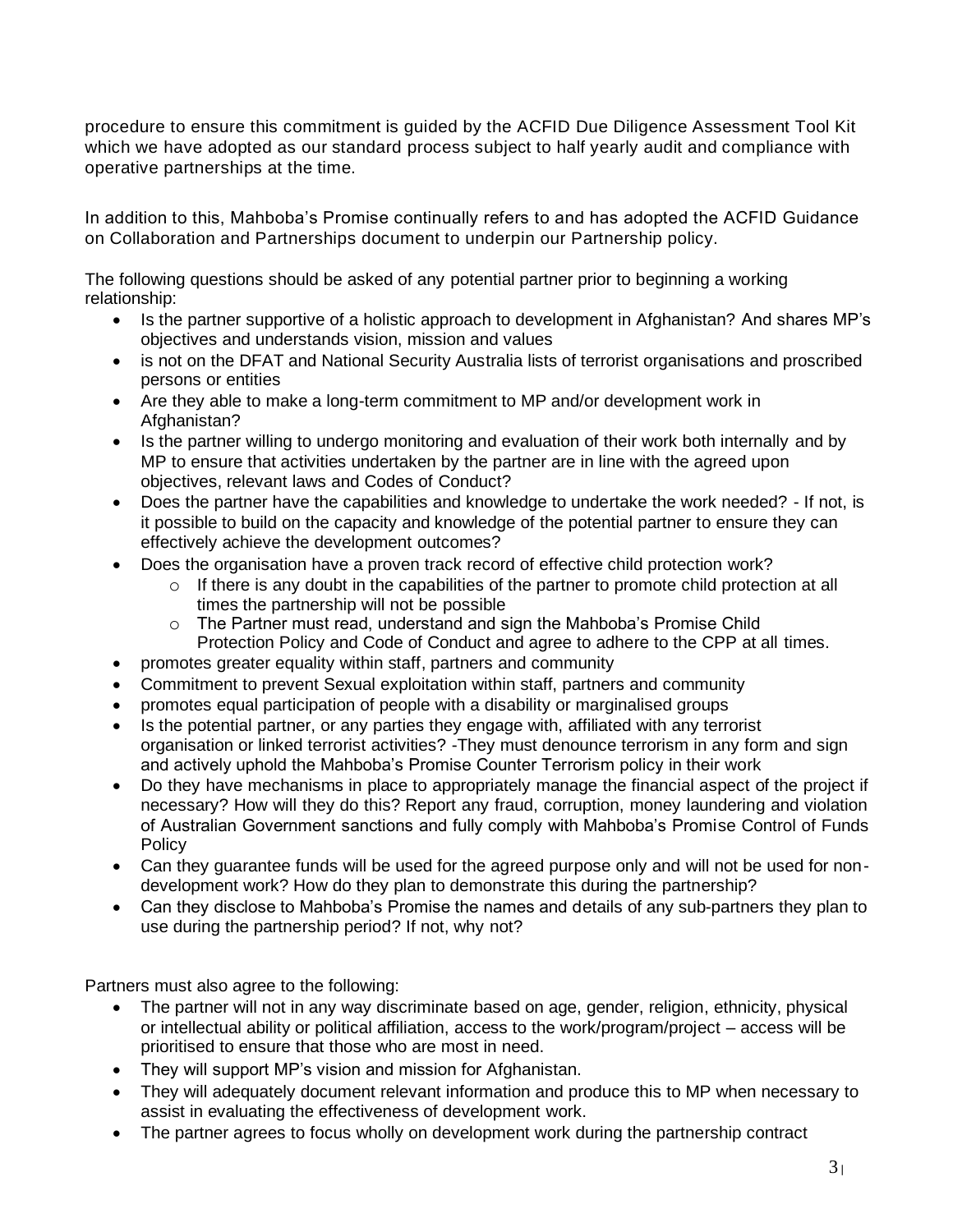procedure to ensure this commitment is guided by the ACFID Due Diligence Assessment Tool Kit which we have adopted as our standard process subject to half yearly audit and compliance with operative partnerships at the time.

In addition to this, Mahboba's Promise continually refers to and has adopted the ACFID Guidance on Collaboration and Partnerships document to underpin our Partnership policy.

The following questions should be asked of any potential partner prior to beginning a working relationship:

- Is the partner supportive of a holistic approach to development in Afghanistan? And shares MP's objectives and understands vision, mission and values
- is not on the DFAT and National Security Australia lists of terrorist organisations and proscribed persons or entities
- Are they able to make a long-term commitment to MP and/or development work in Afghanistan?
- Is the partner willing to undergo monitoring and evaluation of their work both internally and by MP to ensure that activities undertaken by the partner are in line with the agreed upon objectives, relevant laws and Codes of Conduct?
- Does the partner have the capabilities and knowledge to undertake the work needed? - If not, is it possible to build on the capacity and knowledge of the potential partner to ensure they can effectively achieve the development outcomes?
- Does the organisation have a proven track record of effective child protection work?
  - If there is any doubt in the capabilities of the partner to promote child protection at all times the partnership will not be possible
  - The Partner must read, understand and sign the Mahboba's Promise Child Protection Policy and Code of Conduct and agree to adhere to the CPP at all times.
- promotes greater equality within staff, partners and community
- Commitment to prevent Sexual exploitation within staff, partners and community
- promotes equal participation of people with a disability or marginalised groups
- Is the potential partner, or any parties they engage with, affiliated with any terrorist organisation or linked terrorist activities? -They must denounce terrorism in any form and sign and actively uphold the Mahboba's Promise Counter Terrorism policy in their work
- Do they have mechanisms in place to appropriately manage the financial aspect of the project if necessary? How will they do this? Report any fraud, corruption, money laundering and violation of Australian Government sanctions and fully comply with Mahboba's Promise Control of Funds Policy
- Can they guarantee funds will be used for the agreed purpose only and will not be used for non-development work? How do they plan to demonstrate this during the partnership?
- Can they disclose to Mahboba's Promise the names and details of any sub-partners they plan to use during the partnership period? If not, why not?

Partners must also agree to the following:

- The partner will not in any way discriminate based on age, gender, religion, ethnicity, physical or intellectual ability or political affiliation, access to the work/program/project – access will be prioritised to ensure that those who are most in need.
- They will support MP's vision and mission for Afghanistan.
- They will adequately document relevant information and produce this to MP when necessary to assist in evaluating the effectiveness of development work.
- The partner agrees to focus wholly on development work during the partnership contract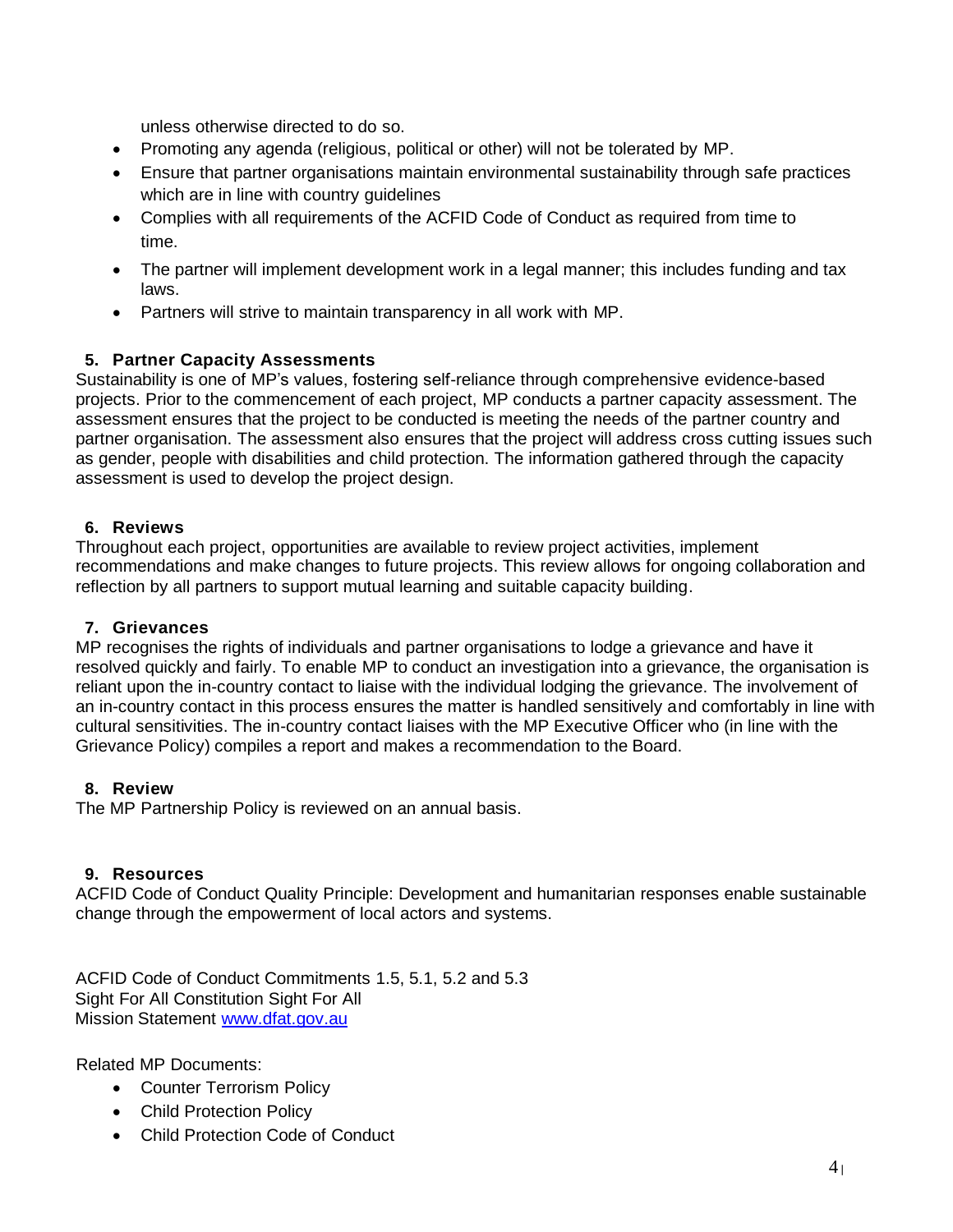unless otherwise directed to do so.

- Promoting any agenda (religious, political or other) will not be tolerated by MP.
- Ensure that partner organisations maintain environmental sustainability through safe practices which are in line with country guidelines
- Complies with all requirements of the ACFID Code of Conduct as required from time to time.
- The partner will implement development work in a legal manner; this includes funding and tax laws.
- Partners will strive to maintain transparency in all work with MP.

## 5. Partner Capacity Assessments

Sustainability is one of MP's values, fostering self-reliance through comprehensive evidence-based projects. Prior to the commencement of each project, MP conducts a partner capacity assessment. The assessment ensures that the project to be conducted is meeting the needs of the partner country and partner organisation. The assessment also ensures that the project will address cross cutting issues such as gender, people with disabilities and child protection. The information gathered through the capacity assessment is used to develop the project design.

## 6. Reviews

Throughout each project, opportunities are available to review project activities, implement recommendations and make changes to future projects. This review allows for ongoing collaboration and reflection by all partners to support mutual learning and suitable capacity building.

## 7. Grievances

MP recognises the rights of individuals and partner organisations to lodge a grievance and have it resolved quickly and fairly. To enable MP to conduct an investigation into a grievance, the organisation is reliant upon the in-country contact to liaise with the individual lodging the grievance. The involvement of an in-country contact in this process ensures the matter is handled sensitively and comfortably in line with cultural sensitivities. The in-country contact liaises with the MP Executive Officer who (in line with the Grievance Policy) compiles a report and makes a recommendation to the Board.

## 8. Review

The MP Partnership Policy is reviewed on an annual basis.

## 9. Resources

ACFID Code of Conduct Quality Principle: Development and humanitarian responses enable sustainable change through the empowerment of local actors and systems.

ACFID Code of Conduct Commitments 1.5, 5.1, 5.2 and 5.3
Sight For All Constitution Sight For All
Mission Statement [www.dfat.gov.au](http://www.dfat.gov.au)

Related MP Documents:

- Counter Terrorism Policy
- Child Protection Policy
- Child Protection Code of Conduct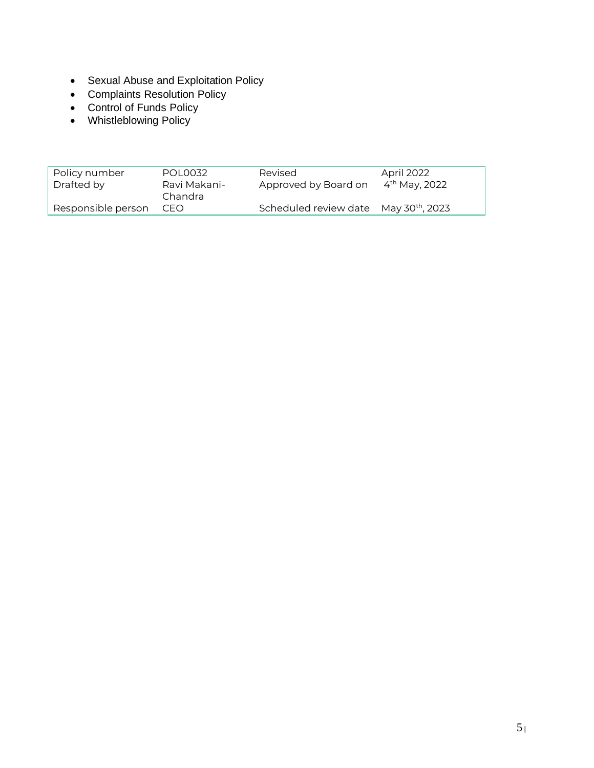- Sexual Abuse and Exploitation Policy
- Complaints Resolution Policy
- Control of Funds Policy
- Whistleblowing Policy

| | | | |
|---|---|---|---|
| Policy number | POL0032 | Revised | April 2022 |
| Drafted by | Ravi Makani-Chandra | Approved by Board on | 4th May, 2022 |
| Responsible person | CEO | Scheduled review date | May 30th, 2023 |